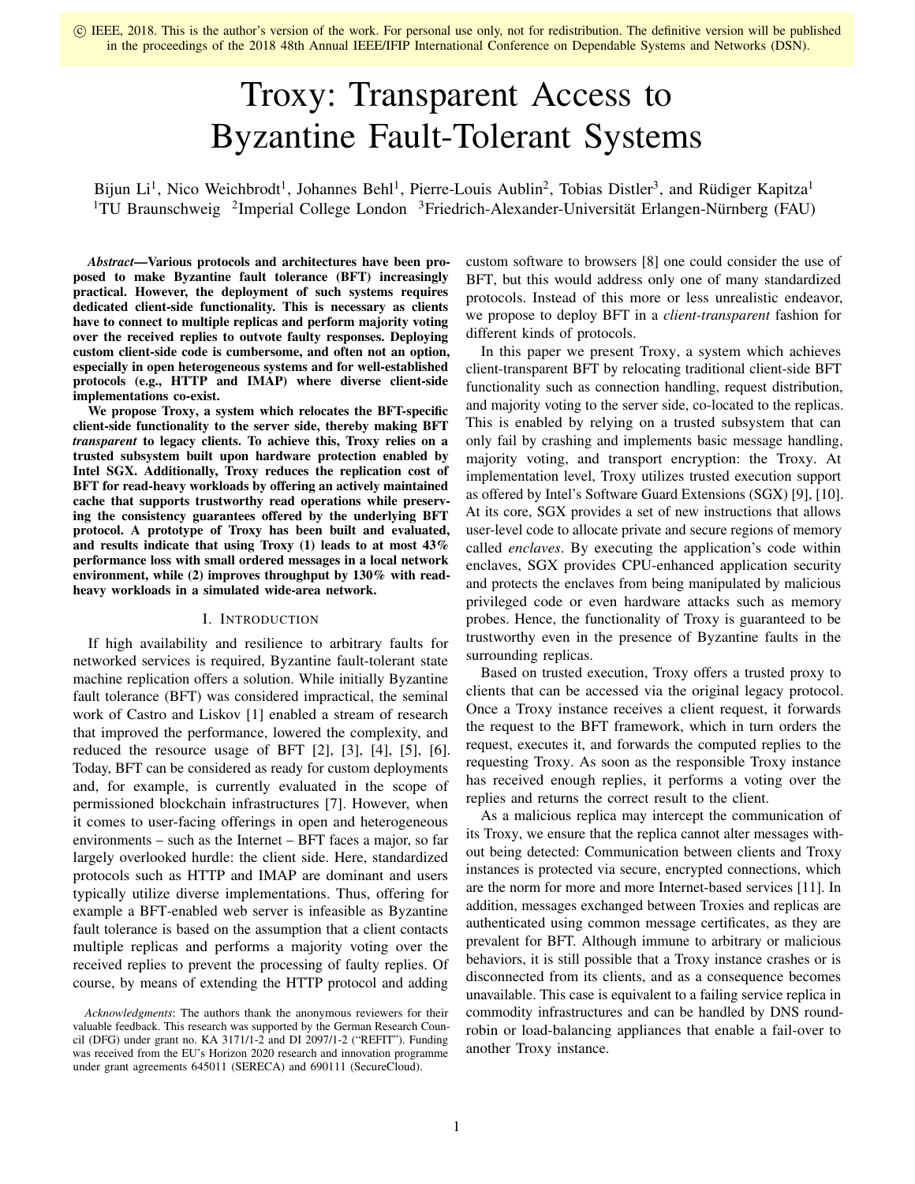© IEEE, 2018. This is the author's version of the work. For personal use only, not for redistribution. The definitive version will be published in the proceedings of the 2018 48th Annual IEEE/IFIP International Conference on Dependable Systems and Networks (DSN).

# Troxy: Transparent Access to Byzantine Fault-Tolerant Systems

Bijun Li[1], Nico Weichbrodt[1], Johannes Behl[1], Pierre-Louis Aublin[2], Tobias Distler[3], and Rüdiger Kapitza[1]
[1]TU Braunschweig [2]Imperial College London [3]Friedrich-Alexander-Universität Erlangen-Nürnberg (FAU)

***Abstract*—Various protocols and architectures have been proposed to make Byzantine fault tolerance (BFT) increasingly practical. However, the deployment of such systems requires dedicated client-side functionality. This is necessary as clients have to connect to multiple replicas and perform majority voting over the received replies to outvote faulty responses. Deploying custom client-side code is cumbersome, and often not an option, especially in open heterogeneous systems and for well-established protocols (e.g., HTTP and IMAP) where diverse client-side implementations co-exist.**

**We propose Troxy, a system which relocates the BFT-specific client-side functionality to the server side, thereby making BFT *transparent* to legacy clients. To achieve this, Troxy relies on a trusted subsystem built upon hardware protection enabled by Intel SGX. Additionally, Troxy reduces the replication cost of BFT for read-heavy workloads by offering an actively maintained cache that supports trustworthy read operations while preserving the consistency guarantees offered by the underlying BFT protocol. A prototype of Troxy has been built and evaluated, and results indicate that using Troxy (1) leads to at most 43% performance loss with small ordered messages in a local network environment, while (2) improves throughput by 130% with read-heavy workloads in a simulated wide-area network.**

## I. Introduction

If high availability and resilience to arbitrary faults for networked services is required, Byzantine fault-tolerant state machine replication offers a solution. While initially Byzantine fault tolerance (BFT) was considered impractical, the seminal work of Castro and Liskov [1] enabled a stream of research that improved the performance, lowered the complexity, and reduced the resource usage of BFT [2], [3], [4], [5], [6]. Today, BFT can be considered as ready for custom deployments and, for example, is currently evaluated in the scope of permissioned blockchain infrastructures [7]. However, when it comes to user-facing offerings in open and heterogeneous environments – such as the Internet – BFT faces a major, so far largely overlooked hurdle: the client side. Here, standardized protocols such as HTTP and IMAP are dominant and users typically utilize diverse implementations. Thus, offering for example a BFT-enabled web server is infeasible as Byzantine fault tolerance is based on the assumption that a client contacts multiple replicas and performs a majority voting over the received replies to prevent the processing of faulty replies. Of course, by means of extending the HTTP protocol and adding custom software to browsers [8] one could consider the use of BFT, but this would address only one of many standardized protocols. Instead of this more or less unrealistic endeavor, we propose to deploy BFT in a *client-transparent* fashion for different kinds of protocols.

In this paper we present Troxy, a system which achieves client-transparent BFT by relocating traditional client-side BFT functionality such as connection handling, request distribution, and majority voting to the server side, co-located to the replicas. This is enabled by relying on a trusted subsystem that can only fail by crashing and implements basic message handling, majority voting, and transport encryption: the Troxy. At implementation level, Troxy utilizes trusted execution support as offered by Intel's Software Guard Extensions (SGX) [9], [10]. At its core, SGX provides a set of new instructions that allows user-level code to allocate private and secure regions of memory called *enclaves*. By executing the application's code within enclaves, SGX provides CPU-enhanced application security and protects the enclaves from being manipulated by malicious privileged code or even hardware attacks such as memory probes. Hence, the functionality of Troxy is guaranteed to be trustworthy even in the presence of Byzantine faults in the surrounding replicas.

Based on trusted execution, Troxy offers a trusted proxy to clients that can be accessed via the original legacy protocol. Once a Troxy instance receives a client request, it forwards the request to the BFT framework, which in turn orders the request, executes it, and forwards the computed replies to the requesting Troxy. As soon as the responsible Troxy instance has received enough replies, it performs a voting over the replies and returns the correct result to the client.

As a malicious replica may intercept the communication of its Troxy, we ensure that the replica cannot alter messages without being detected: Communication between clients and Troxy instances is protected via secure, encrypted connections, which are the norm for more and more Internet-based services [11]. In addition, messages exchanged between Troxies and replicas are authenticated using common message certificates, as they are prevalent for BFT. Although immune to arbitrary or malicious behaviors, it is still possible that a Troxy instance crashes or is disconnected from its clients, and as a consequence becomes unavailable. This case is equivalent to a failing service replica in commodity infrastructures and can be handled by DNS round-robin or load-balancing appliances that enable a fail-over to another Troxy instance.

*Acknowledgments*: The authors thank the anonymous reviewers for their valuable feedback. This research was supported by the German Research Council (DFG) under grant no. KA 3171/1-2 and DI 2097/1-2 ("REFIT"). Funding was received from the EU's Horizon 2020 research and innovation programme under grant agreements 645011 (SERECA) and 690111 (SecureCloud).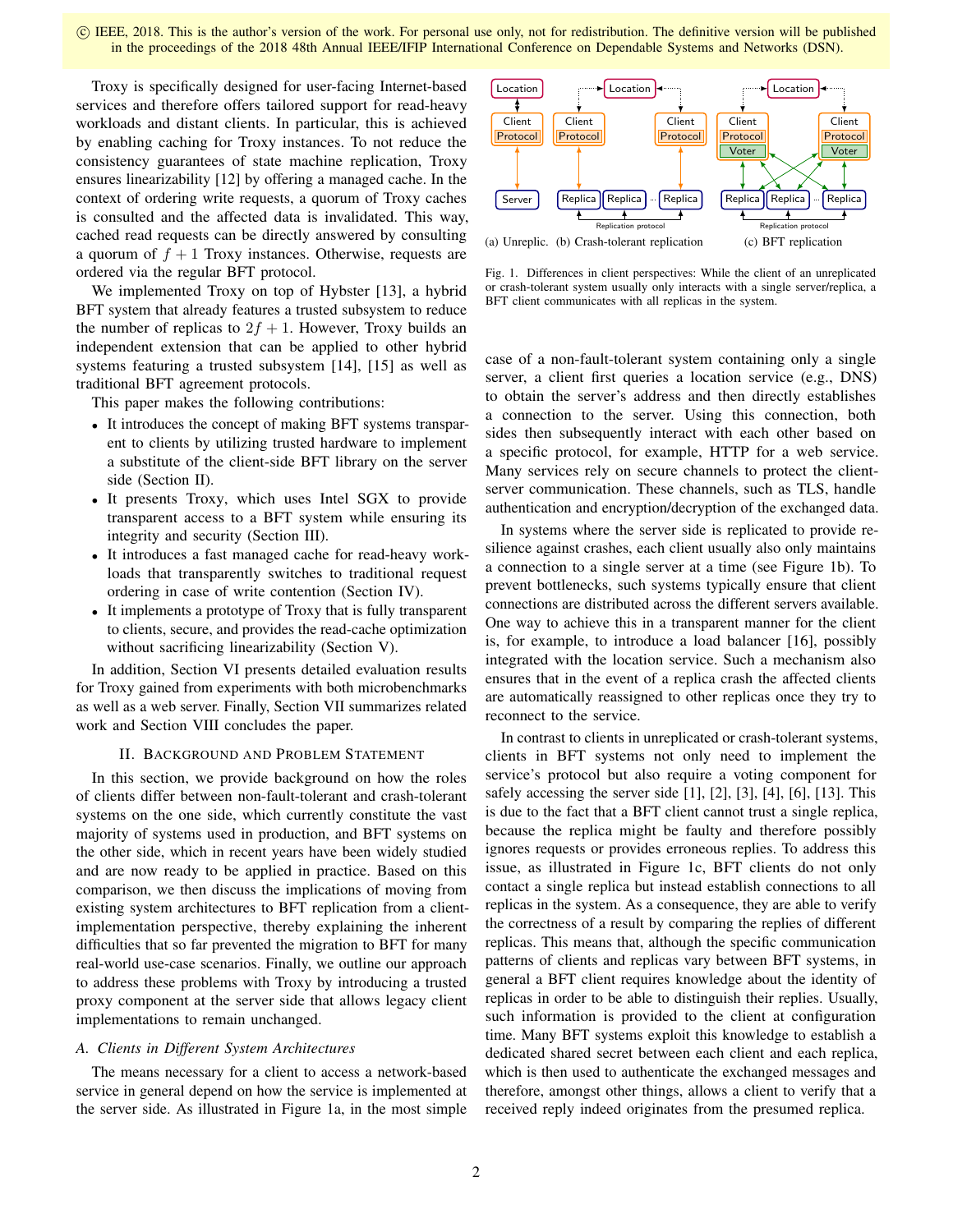© IEEE, 2018. This is the author's version of the work. For personal use only, not for redistribution. The definitive version will be published in the proceedings of the 2018 48th Annual IEEE/IFIP International Conference on Dependable Systems and Networks (DSN).

Troxy is specifically designed for user-facing Internet-based services and therefore offers tailored support for read-heavy workloads and distant clients. In particular, this is achieved by enabling caching for Troxy instances. To not reduce the consistency guarantees of state machine replication, Troxy ensures linearizability [12] by offering a managed cache. In the context of ordering write requests, a quorum of Troxy caches is consulted and the affected data is invalidated. This way, cached read requests can be directly answered by consulting a quorum of $f + 1$ Troxy instances. Otherwise, requests are ordered via the regular BFT protocol.

We implemented Troxy on top of Hybster [13], a hybrid BFT system that already features a trusted subsystem to reduce the number of replicas to $2f + 1$. However, Troxy builds an independent extension that can be applied to other hybrid systems featuring a trusted subsystem [14], [15] as well as traditional BFT agreement protocols.

This paper makes the following contributions:

- It introduces the concept of making BFT systems transparent to clients by utilizing trusted hardware to implement a substitute of the client-side BFT library on the server side (Section II).
- It presents Troxy, which uses Intel SGX to provide transparent access to a BFT system while ensuring its integrity and security (Section III).
- It introduces a fast managed cache for read-heavy workloads that transparently switches to traditional request ordering in case of write contention (Section IV).
- It implements a prototype of Troxy that is fully transparent to clients, secure, and provides the read-cache optimization without sacrificing linearizability (Section V).

In addition, Section VI presents detailed evaluation results for Troxy gained from experiments with both microbenchmarks as well as a web server. Finally, Section VII summarizes related work and Section VIII concludes the paper.

## II. Background and Problem Statement

In this section, we provide background on how the roles of clients differ between non-fault-tolerant and crash-tolerant systems on the one side, which currently constitute the vast majority of systems used in production, and BFT systems on the other side, which in recent years have been widely studied and are now ready to be applied in practice. Based on this comparison, we then discuss the implications of moving from existing system architectures to BFT replication from a client-implementation perspective, thereby explaining the inherent difficulties that so far prevented the migration to BFT for many real-world use-case scenarios. Finally, we outline our approach to address these problems with Troxy by introducing a trusted proxy component at the server side that allows legacy client implementations to remain unchanged.

### *A. Clients in Different System Architectures*

The means necessary for a client to access a network-based service in general depend on how the service is implemented at the server side. As illustrated in Figure 1a, in the most simple case of a non-fault-tolerant system containing only a single server, a client first queries a location service (e.g., DNS) to obtain the server's address and then directly establishes a connection to the server. Using this connection, both sides then subsequently interact with each other based on a specific protocol, for example, HTTP for a web service. Many services rely on secure channels to protect the client-server communication. These channels, such as TLS, handle authentication and encryption/decryption of the exchanged data.

(a) Unreplic. (b) Crash-tolerant replication (c) BFT replication

Fig. 1. Differences in client perspectives: While the client of an unreplicated or crash-tolerant system usually only interacts with a single server/replica, a BFT client communicates with all replicas in the system.

In systems where the server side is replicated to provide resilience against crashes, each client usually also only maintains a connection to a single server at a time (see Figure 1b). To prevent bottlenecks, such systems typically ensure that client connections are distributed across the different servers available. One way to achieve this in a transparent manner for the client is, for example, to introduce a load balancer [16], possibly integrated with the location service. Such a mechanism also ensures that in the event of a replica crash the affected clients are automatically reassigned to other replicas once they try to reconnect to the service.

In contrast to clients in unreplicated or crash-tolerant systems, clients in BFT systems not only need to implement the service's protocol but also require a voting component for safely accessing the server side [1], [2], [3], [4], [6], [13]. This is due to the fact that a BFT client cannot trust a single replica, because the replica might be faulty and therefore possibly ignores requests or provides erroneous replies. To address this issue, as illustrated in Figure 1c, BFT clients do not only contact a single replica but instead establish connections to all replicas in the system. As a consequence, they are able to verify the correctness of a result by comparing the replies of different replicas. This means that, although the specific communication patterns of clients and replicas vary between BFT systems, in general a BFT client requires knowledge about the identity of replicas in order to be able to distinguish their replies. Usually, such information is provided to the client at configuration time. Many BFT systems exploit this knowledge to establish a dedicated shared secret between each client and each replica, which is then used to authenticate the exchanged messages and therefore, amongst other things, allows a client to verify that a received reply indeed originates from the presumed replica.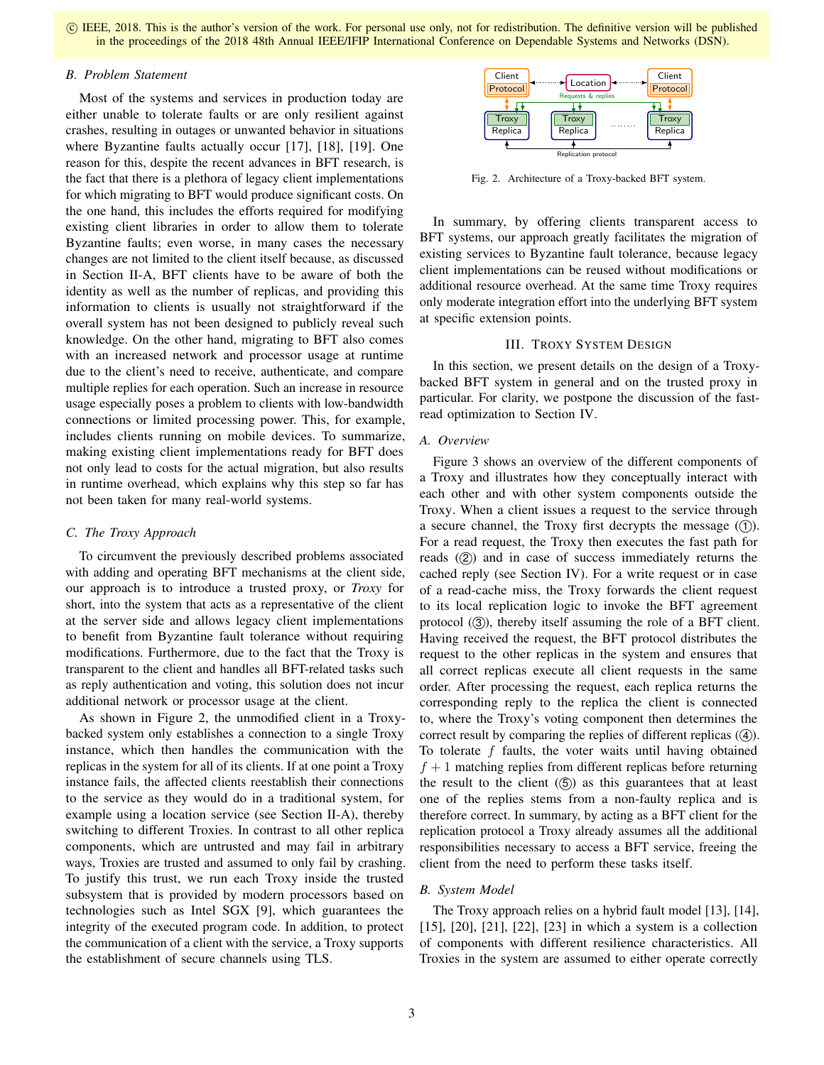© IEEE, 2018. This is the author's version of the work. For personal use only, not for redistribution. The definitive version will be published in the proceedings of the 2018 48th Annual IEEE/IFIP International Conference on Dependable Systems and Networks (DSN).

### B. Problem Statement

Most of the systems and services in production today are either unable to tolerate faults or are only resilient against crashes, resulting in outages or unwanted behavior in situations where Byzantine faults actually occur [17], [18], [19]. One reason for this, despite the recent advances in BFT research, is the fact that there is a plethora of legacy client implementations for which migrating to BFT would produce significant costs. On the one hand, this includes the efforts required for modifying existing client libraries in order to allow them to tolerate Byzantine faults; even worse, in many cases the necessary changes are not limited to the client itself because, as discussed in Section II-A, BFT clients have to be aware of both the identity as well as the number of replicas, and providing this information to clients is usually not straightforward if the overall system has not been designed to publicly reveal such knowledge. On the other hand, migrating to BFT also comes with an increased network and processor usage at runtime due to the client's need to receive, authenticate, and compare multiple replies for each operation. Such an increase in resource usage especially poses a problem to clients with low-bandwidth connections or limited processing power. This, for example, includes clients running on mobile devices. To summarize, making existing client implementations ready for BFT does not only lead to costs for the actual migration, but also results in runtime overhead, which explains why this step so far has not been taken for many real-world systems.

### C. The Troxy Approach

To circumvent the previously described problems associated with adding and operating BFT mechanisms at the client side, our approach is to introduce a trusted proxy, or *Troxy* for short, into the system that acts as a representative of the client at the server side and allows legacy client implementations to benefit from Byzantine fault tolerance without requiring modifications. Furthermore, due to the fact that the Troxy is transparent to the client and handles all BFT-related tasks such as reply authentication and voting, this solution does not incur additional network or processor usage at the client.

As shown in Figure 2, the unmodified client in a Troxy-backed system only establishes a connection to a single Troxy instance, which then handles the communication with the replicas in the system for all of its clients. If at one point a Troxy instance fails, the affected clients reestablish their connections to the service as they would do in a traditional system, for example using a location service (see Section II-A), thereby switching to different Troxies. In contrast to all other replica components, which are untrusted and may fail in arbitrary ways, Troxies are trusted and assumed to only fail by crashing. To justify this trust, we run each Troxy inside the trusted subsystem that is provided by modern processors based on technologies such as Intel SGX [9], which guarantees the integrity of the executed program code. In addition, to protect the communication of a client with the service, a Troxy supports the establishment of secure channels using TLS.

Fig. 2. Architecture of a Troxy-backed BFT system.

In summary, by offering clients transparent access to BFT systems, our approach greatly facilitates the migration of existing services to Byzantine fault tolerance, because legacy client implementations can be reused without modifications or additional resource overhead. At the same time Troxy requires only moderate integration effort into the underlying BFT system at specific extension points.

## III. Troxy System Design

In this section, we present details on the design of a Troxy-backed BFT system in general and on the trusted proxy in particular. For clarity, we postpone the discussion of the fast-read optimization to Section IV.

### A. Overview

Figure 3 shows an overview of the different components of a Troxy and illustrates how they conceptually interact with each other and with other system components outside the Troxy. When a client issues a request to the service through a secure channel, the Troxy first decrypts the message (①). For a read request, the Troxy then executes the fast path for reads (②) and in case of success immediately returns the cached reply (see Section IV). For a write request or in case of a read-cache miss, the Troxy forwards the client request to its local replication logic to invoke the BFT agreement protocol (③), thereby itself assuming the role of a BFT client. Having received the request, the BFT protocol distributes the request to the other replicas in the system and ensures that all correct replicas execute all client requests in the same order. After processing the request, each replica returns the corresponding reply to the replica the client is connected to, where the Troxy's voting component then determines the correct result by comparing the replies of different replicas (④). To tolerate $f$ faults, the voter waits until having obtained $f+1$ matching replies from different replicas before returning the result to the client (⑤) as this guarantees that at least one of the replies stems from a non-faulty replica and is therefore correct. In summary, by acting as a BFT client for the replication protocol a Troxy already assumes all the additional responsibilities necessary to access a BFT service, freeing the client from the need to perform these tasks itself.

### B. System Model

The Troxy approach relies on a hybrid fault model [13], [14], [15], [20], [21], [22], [23] in which a system is a collection of components with different resilience characteristics. All Troxies in the system are assumed to either operate correctly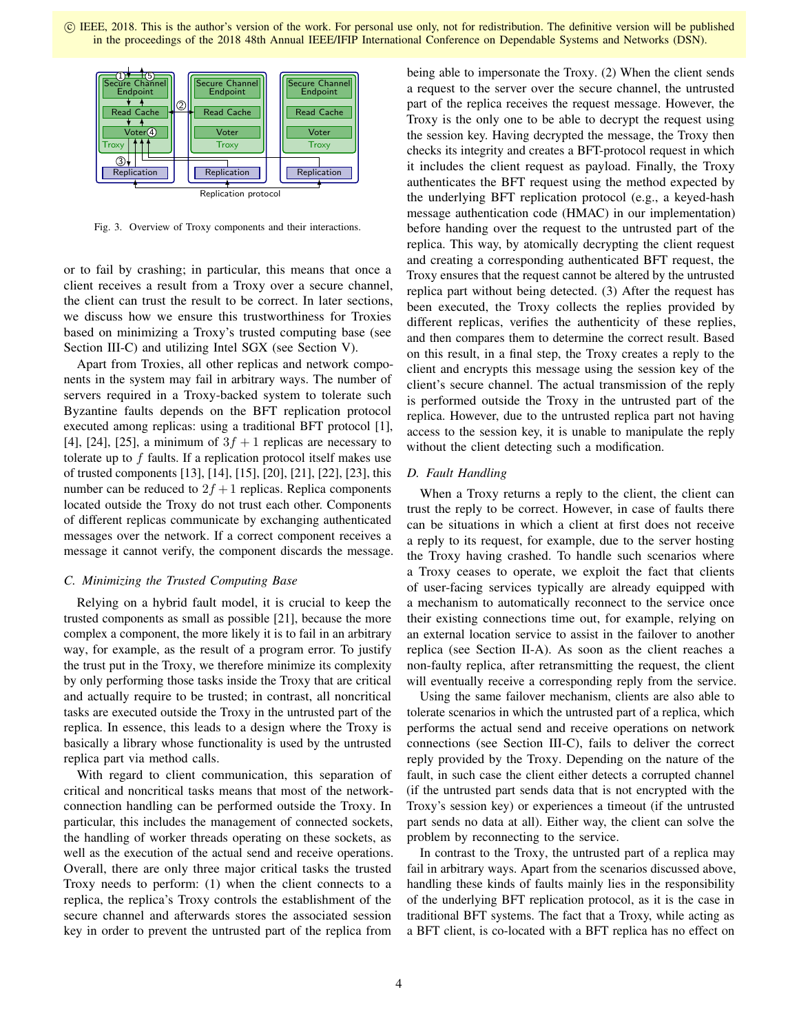© IEEE, 2018. This is the author's version of the work. For personal use only, not for redistribution. The definitive version will be published in the proceedings of the 2018 48th Annual IEEE/IFIP International Conference on Dependable Systems and Networks (DSN).

Fig. 3. Overview of Troxy components and their interactions.

or to fail by crashing; in particular, this means that once a client receives a result from a Troxy over a secure channel, the client can trust the result to be correct. In later sections, we discuss how we ensure this trustworthiness for Troxies based on minimizing a Troxy's trusted computing base (see Section III-C) and utilizing Intel SGX (see Section V).

Apart from Troxies, all other replicas and network components in the system may fail in arbitrary ways. The number of servers required in a Troxy-backed system to tolerate such Byzantine faults depends on the BFT replication protocol executed among replicas: using a traditional BFT protocol [1], [4], [24], [25], a minimum of $3f + 1$ replicas are necessary to tolerate up to $f$ faults. If a replication protocol itself makes use of trusted components [13], [14], [15], [20], [21], [22], [23], this number can be reduced to $2f + 1$ replicas. Replica components located outside the Troxy do not trust each other. Components of different replicas communicate by exchanging authenticated messages over the network. If a correct component receives a message it cannot verify, the component discards the message.

### C. Minimizing the Trusted Computing Base

Relying on a hybrid fault model, it is crucial to keep the trusted components as small as possible [21], because the more complex a component, the more likely it is to fail in an arbitrary way, for example, as the result of a program error. To justify the trust put in the Troxy, we therefore minimize its complexity by only performing those tasks inside the Troxy that are critical and actually require to be trusted; in contrast, all noncritical tasks are executed outside the Troxy in the untrusted part of the replica. In essence, this leads to a design where the Troxy is basically a library whose functionality is used by the untrusted replica part via method calls.

With regard to client communication, this separation of critical and noncritical tasks means that most of the network-connection handling can be performed outside the Troxy. In particular, this includes the management of connected sockets, the handling of worker threads operating on these sockets, as well as the execution of the actual send and receive operations. Overall, there are only three major critical tasks the trusted Troxy needs to perform: (1) when the client connects to a replica, the replica's Troxy controls the establishment of the secure channel and afterwards stores the associated session key in order to prevent the untrusted part of the replica from being able to impersonate the Troxy. (2) When the client sends a request to the server over the secure channel, the untrusted part of the replica receives the request message. However, the Troxy is the only one to be able to decrypt the request using the session key. Having decrypted the message, the Troxy then checks its integrity and creates a BFT-protocol request in which it includes the client request as payload. Finally, the Troxy authenticates the BFT request using the method expected by the underlying BFT replication protocol (e.g., a keyed-hash message authentication code (HMAC) in our implementation) before handing over the request to the untrusted part of the replica. This way, by atomically decrypting the client request and creating a corresponding authenticated BFT request, the Troxy ensures that the request cannot be altered by the untrusted replica part without being detected. (3) After the request has been executed, the Troxy collects the replies provided by different replicas, verifies the authenticity of these replies, and then compares them to determine the correct result. Based on this result, in a final step, the Troxy creates a reply to the client and encrypts this message using the session key of the client's secure channel. The actual transmission of the reply is performed outside the Troxy in the untrusted part of the replica. However, due to the untrusted replica part not having access to the session key, it is unable to manipulate the reply without the client detecting such a modification.

### D. Fault Handling

When a Troxy returns a reply to the client, the client can trust the reply to be correct. However, in case of faults there can be situations in which a client at first does not receive a reply to its request, for example, due to the server hosting the Troxy having crashed. To handle such scenarios where a Troxy ceases to operate, we exploit the fact that clients of user-facing services typically are already equipped with a mechanism to automatically reconnect to the service once their existing connections time out, for example, relying on an external location service to assist in the failover to another replica (see Section II-A). As soon as the client reaches a non-faulty replica, after retransmitting the request, the client will eventually receive a corresponding reply from the service.

Using the same failover mechanism, clients are also able to tolerate scenarios in which the untrusted part of a replica, which performs the actual send and receive operations on network connections (see Section III-C), fails to deliver the correct reply provided by the Troxy. Depending on the nature of the fault, in such case the client either detects a corrupted channel (if the untrusted part sends data that is not encrypted with the Troxy's session key) or experiences a timeout (if the untrusted part sends no data at all). Either way, the client can solve the problem by reconnecting to the service.

In contrast to the Troxy, the untrusted part of a replica may fail in arbitrary ways. Apart from the scenarios discussed above, handling these kinds of faults mainly lies in the responsibility of the underlying BFT replication protocol, as it is the case in traditional BFT systems. The fact that a Troxy, while acting as a BFT client, is co-located with a BFT replica has no effect on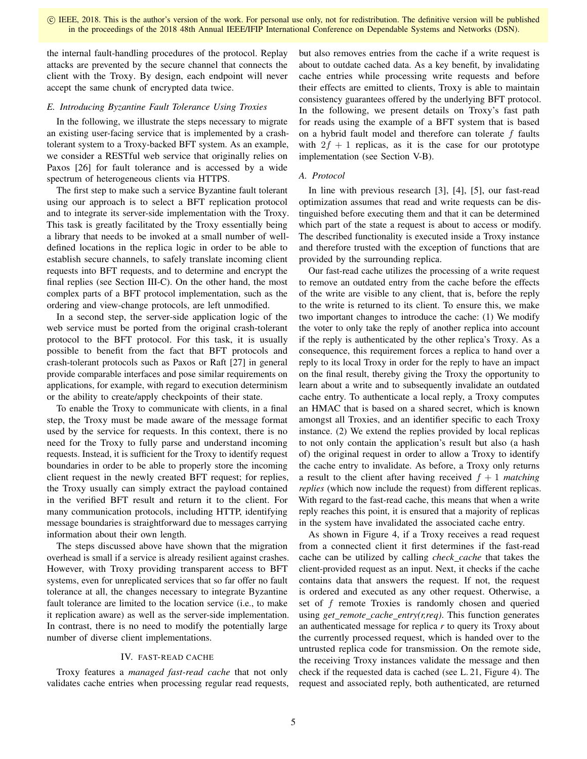the internal fault-handling procedures of the protocol. Replay attacks are prevented by the secure channel that connects the client with the Troxy. By design, each endpoint will never accept the same chunk of encrypted data twice.

### E. Introducing Byzantine Fault Tolerance Using Troxies

In the following, we illustrate the steps necessary to migrate an existing user-facing service that is implemented by a crash-tolerant system to a Troxy-backed BFT system. As an example, we consider a RESTful web service that originally relies on Paxos [26] for fault tolerance and is accessed by a wide spectrum of heterogeneous clients via HTTPS.

The first step to make such a service Byzantine fault tolerant using our approach is to select a BFT replication protocol and to integrate its server-side implementation with the Troxy. This task is greatly facilitated by the Troxy essentially being a library that needs to be invoked at a small number of well-defined locations in the replica logic in order to be able to establish secure channels, to safely translate incoming client requests into BFT requests, and to determine and encrypt the final replies (see Section III-C). On the other hand, the most complex parts of a BFT protocol implementation, such as the ordering and view-change protocols, are left unmodified.

In a second step, the server-side application logic of the web service must be ported from the original crash-tolerant protocol to the BFT protocol. For this task, it is usually possible to benefit from the fact that BFT protocols and crash-tolerant protocols such as Paxos or Raft [27] in general provide comparable interfaces and pose similar requirements on applications, for example, with regard to execution determinism or the ability to create/apply checkpoints of their state.

To enable the Troxy to communicate with clients, in a final step, the Troxy must be made aware of the message format used by the service for requests. In this context, there is no need for the Troxy to fully parse and understand incoming requests. Instead, it is sufficient for the Troxy to identify request boundaries in order to be able to properly store the incoming client request in the newly created BFT request; for replies, the Troxy usually can simply extract the payload contained in the verified BFT result and return it to the client. For many communication protocols, including HTTP, identifying message boundaries is straightforward due to messages carrying information about their own length.

The steps discussed above have shown that the migration overhead is small if a service is already resilient against crashes. However, with Troxy providing transparent access to BFT systems, even for unreplicated services that so far offer no fault tolerance at all, the changes necessary to integrate Byzantine fault tolerance are limited to the location service (i.e., to make it replication aware) as well as the server-side implementation. In contrast, there is no need to modify the potentially large number of diverse client implementations.

## IV. Fast-Read Cache

Troxy features a *managed fast-read cache* that not only validates cache entries when processing regular read requests, but also removes entries from the cache if a write request is about to outdate cached data. As a key benefit, by invalidating cache entries while processing write requests and before their effects are emitted to clients, Troxy is able to maintain consistency guarantees offered by the underlying BFT protocol. In the following, we present details on Troxy's fast path for reads using the example of a BFT system that is based on a hybrid fault model and therefore can tolerate $f$ faults with $2f + 1$ replicas, as it is the case for our prototype implementation (see Section V-B).

### A. Protocol

In line with previous research [3], [4], [5], our fast-read optimization assumes that read and write requests can be distinguished before executing them and that it can be determined which part of the state a request is about to access or modify. The described functionality is executed inside a Troxy instance and therefore trusted with the exception of functions that are provided by the surrounding replica.

Our fast-read cache utilizes the processing of a write request to remove an outdated entry from the cache before the effects of the write are visible to any client, that is, before the reply to the write is returned to its client. To ensure this, we make two important changes to introduce the cache: (1) We modify the voter to only take the reply of another replica into account if the reply is authenticated by the other replica's Troxy. As a consequence, this requirement forces a replica to hand over a reply to its local Troxy in order for the reply to have an impact on the final result, thereby giving the Troxy the opportunity to learn about a write and to subsequently invalidate an outdated cache entry. To authenticate a local reply, a Troxy computes an HMAC that is based on a shared secret, which is known amongst all Troxies, and an identifier specific to each Troxy instance. (2) We extend the replies provided by local replicas to not only contain the application's result but also (a hash of) the original request in order to allow a Troxy to identify the cache entry to invalidate. As before, a Troxy only returns a result to the client after having received $f + 1$ *matching replies* (which now include the request) from different replicas. With regard to the fast-read cache, this means that when a write reply reaches this point, it is ensured that a majority of replicas in the system have invalidated the associated cache entry.

As shown in Figure 4, if a Troxy receives a read request from a connected client it first determines if the fast-read cache can be utilized by calling *check_cache* that takes the client-provided request as an input. Next, it checks if the cache contains data that answers the request. If not, the request is ordered and executed as any other request. Otherwise, a set of $f$ remote Troxies is randomly chosen and queried using *get_remote_cache_entry(r,req)*. This function generates an authenticated message for replica *r* to query its Troxy about the currently processed request, which is handed over to the untrusted replica code for transmission. On the remote side, the receiving Troxy instances validate the message and then check if the requested data is cached (see L. 21, Figure 4). The request and associated reply, both authenticated, are returned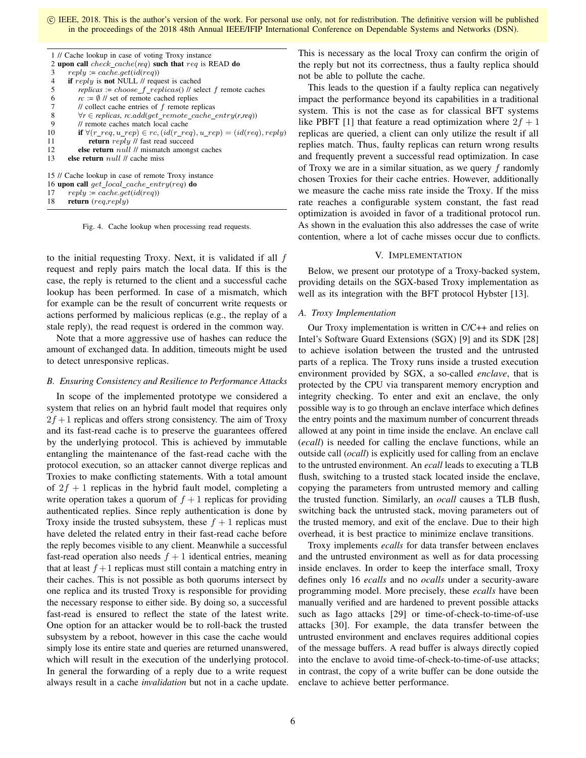© IEEE, 2018. This is the author's version of the work. For personal use only, not for redistribution. The definitive version will be published in the proceedings of the 2018 48th Annual IEEE/IFIP International Conference on Dependable Systems and Networks (DSN).

```
1  // Cache lookup in case of voting Troxy instance
2  upon call check_cache(req) such that req is READ do
3      reply := cache.get(id(req))
4      if reply is not NULL // request is cached
5          replicas := choose_f_replicas() // select f remote caches
6          rc := ∅ // set of remote cached replies
7          // collect cache entries of f remote replicas
8          ∀r ∈ replicas, rc.add(get_remote_cache_entry(r,req))
9          // remote caches match local cache
10         if ∀(r_req, u_rep) ∈ rc, (id(r_req), u_rep) = (id(req), reply)
11             return reply // fast read succeed
12         else return null // mismatch amongst caches
13     else return null // cache miss

15 // Cache lookup in case of remote Troxy instance
16 upon call get_local_cache_entry(req) do
17     reply := cache.get(id(req))
18     return (req,reply)
```

Fig. 4. Cache lookup when processing read requests.

to the initial requesting Troxy. Next, it is validated if all $f$ request and reply pairs match the local data. If this is the case, the reply is returned to the client and a successful cache lookup has been performed. In case of a mismatch, which for example can be the result of concurrent write requests or actions performed by malicious replicas (e.g., the replay of a stale reply), the read request is ordered in the common way.

Note that a more aggressive use of hashes can reduce the amount of exchanged data. In addition, timeouts might be used to detect unresponsive replicas.

### B. Ensuring Consistency and Resilience to Performance Attacks

In scope of the implemented prototype we considered a system that relies on an hybrid fault model that requires only $2f+1$ replicas and offers strong consistency. The aim of Troxy and its fast-read cache is to preserve the guarantees offered by the underlying protocol. This is achieved by immutable entangling the maintenance of the fast-read cache with the protocol execution, so an attacker cannot diverge replicas and Troxies to make conflicting statements. With a total amount of $2f+1$ replicas in the hybrid fault model, completing a write operation takes a quorum of $f+1$ replicas for providing authenticated replies. Since reply authentication is done by Troxy inside the trusted subsystem, these $f+1$ replicas must have deleted the related entry in their fast-read cache before the reply becomes visible to any client. Meanwhile a successful fast-read operation also needs $f+1$ identical entries, meaning that at least $f+1$ replicas must still contain a matching entry in their caches. This is not possible as both quorums intersect by one replica and its trusted Troxy is responsible for providing the necessary response to either side. By doing so, a successful fast-read is ensured to reflect the state of the latest write. One option for an attacker would be to roll-back the trusted subsystem by a reboot, however in this case the cache would simply lose its entire state and queries are returned unanswered, which will result in the execution of the underlying protocol. In general the forwarding of a reply due to a write request always result in a cache *invalidation* but not in a cache update. This is necessary as the local Troxy can confirm the origin of the reply but not its correctness, thus a faulty replica should not be able to pollute the cache.

This leads to the question if a faulty replica can negatively impact the performance beyond its capabilities in a traditional system. This is not the case as for classical BFT systems like PBFT [1] that feature a read optimization where $2f+1$ replicas are queried, a client can only utilize the result if all replies match. Thus, faulty replicas can return wrong results and frequently prevent a successful read optimization. In case of Troxy we are in a similar situation, as we query $f$ randomly chosen Troxies for their cache entries. However, additionally we measure the cache miss rate inside the Troxy. If the miss rate reaches a configurable system constant, the fast read optimization is avoided in favor of a traditional protocol run. As shown in the evaluation this also addresses the case of write contention, where a lot of cache misses occur due to conflicts.

## V. Implementation

Below, we present our prototype of a Troxy-backed system, providing details on the SGX-based Troxy implementation as well as its integration with the BFT protocol Hybster [13].

### A. Troxy Implementation

Our Troxy implementation is written in C/C++ and relies on Intel's Software Guard Extensions (SGX) [9] and its SDK [28] to achieve isolation between the trusted and the untrusted parts of a replica. The Troxy runs inside a trusted execution environment provided by SGX, a so-called *enclave*, that is protected by the CPU via transparent memory encryption and integrity checking. To enter and exit an enclave, the only possible way is to go through an enclave interface which defines the entry points and the maximum number of concurrent threads allowed at any point in time inside the enclave. An enclave call (*ecall*) is needed for calling the enclave functions, while an outside call (*ocall*) is explicitly used for calling from an enclave to the untrusted environment. An *ecall* leads to executing a TLB flush, switching to a trusted stack located inside the enclave, copying the parameters from untrusted memory and calling the trusted function. Similarly, an *ocall* causes a TLB flush, switching back the untrusted stack, moving parameters out of the trusted memory, and exit of the enclave. Due to their high overhead, it is best practice to minimize enclave transitions.

Troxy implements *ecalls* for data transfer between enclaves and the untrusted environment as well as for data processing inside enclaves. In order to keep the interface small, Troxy defines only 16 *ecalls* and no *ocalls* under a security-aware programming model. More precisely, these *ecalls* have been manually verified and are hardened to prevent possible attacks such as Iago attacks [29] or time-of-check-to-time-of-use attacks [30]. For example, the data transfer between the untrusted environment and enclaves requires additional copies of the message buffers. A read buffer is always directly copied into the enclave to avoid time-of-check-to-time-of-use attacks; in contrast, the copy of a write buffer can be done outside the enclave to achieve better performance.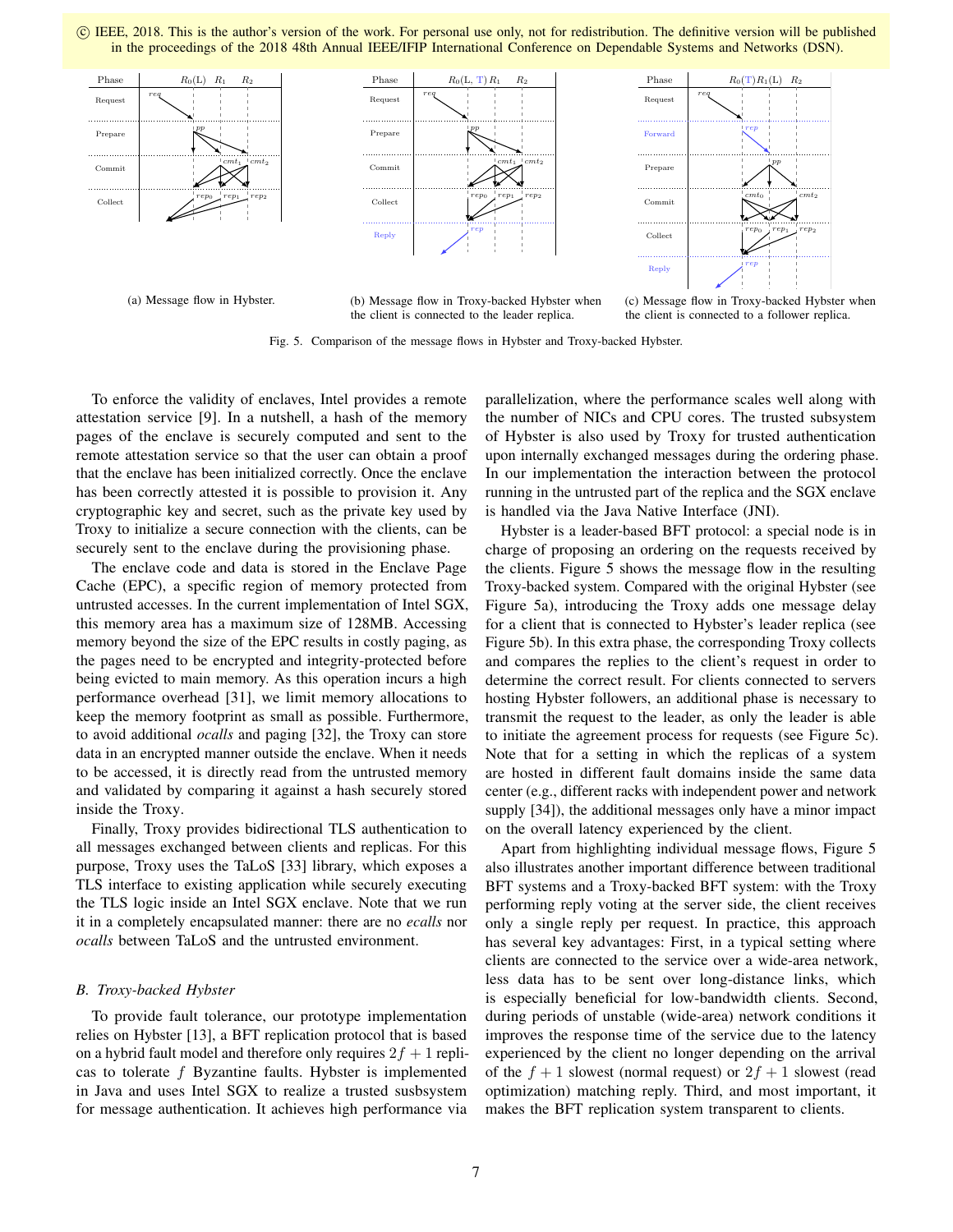© IEEE, 2018. This is the author's version of the work. For personal use only, not for redistribution. The definitive version will be published in the proceedings of the 2018 48th Annual IEEE/IFIP International Conference on Dependable Systems and Networks (DSN).

(a) Message flow in Hybster.

(b) Message flow in Troxy-backed Hybster when the client is connected to the leader replica.

(c) Message flow in Troxy-backed Hybster when the client is connected to a follower replica.

Fig. 5. Comparison of the message flows in Hybster and Troxy-backed Hybster.

To enforce the validity of enclaves, Intel provides a remote attestation service [9]. In a nutshell, a hash of the memory pages of the enclave is securely computed and sent to the remote attestation service so that the user can obtain a proof that the enclave has been initialized correctly. Once the enclave has been correctly attested it is possible to provision it. Any cryptographic key and secret, such as the private key used by Troxy to initialize a secure connection with the clients, can be securely sent to the enclave during the provisioning phase.

The enclave code and data is stored in the Enclave Page Cache (EPC), a specific region of memory protected from untrusted accesses. In the current implementation of Intel SGX, this memory area has a maximum size of 128MB. Accessing memory beyond the size of the EPC results in costly paging, as the pages need to be encrypted and integrity-protected before being evicted to main memory. As this operation incurs a high performance overhead [31], we limit memory allocations to keep the memory footprint as small as possible. Furthermore, to avoid additional *ocalls* and paging [32], the Troxy can store data in an encrypted manner outside the enclave. When it needs to be accessed, it is directly read from the untrusted memory and validated by comparing it against a hash securely stored inside the Troxy.

Finally, Troxy provides bidirectional TLS authentication to all messages exchanged between clients and replicas. For this purpose, Troxy uses the TaLoS [33] library, which exposes a TLS interface to existing application while securely executing the TLS logic inside an Intel SGX enclave. Note that we run it in a completely encapsulated manner: there are no *ecalls* nor *ocalls* between TaLoS and the untrusted environment.

### B. Troxy-backed Hybster

To provide fault tolerance, our prototype implementation relies on Hybster [13], a BFT replication protocol that is based on a hybrid fault model and therefore only requires $2f+1$ replicas to tolerate $f$ Byzantine faults. Hybster is implemented in Java and uses Intel SGX to realize a trusted susbsystem for message authentication. It achieves high performance via parallelization, where the performance scales well along with the number of NICs and CPU cores. The trusted subsystem of Hybster is also used by Troxy for trusted authentication upon internally exchanged messages during the ordering phase. In our implementation the interaction between the protocol running in the untrusted part of the replica and the SGX enclave is handled via the Java Native Interface (JNI).

Hybster is a leader-based BFT protocol: a special node is in charge of proposing an ordering on the requests received by the clients. Figure 5 shows the message flow in the resulting Troxy-backed system. Compared with the original Hybster (see Figure 5a), introducing the Troxy adds one message delay for a client that is connected to Hybster's leader replica (see Figure 5b). In this extra phase, the corresponding Troxy collects and compares the replies to the client's request in order to determine the correct result. For clients connected to servers hosting Hybster followers, an additional phase is necessary to transmit the request to the leader, as only the leader is able to initiate the agreement process for requests (see Figure 5c). Note that for a setting in which the replicas of a system are hosted in different fault domains inside the same data center (e.g., different racks with independent power and network supply [34]), the additional messages only have a minor impact on the overall latency experienced by the client.

Apart from highlighting individual message flows, Figure 5 also illustrates another important difference between traditional BFT systems and a Troxy-backed BFT system: with the Troxy performing reply voting at the server side, the client receives only a single reply per request. In practice, this approach has several key advantages: First, in a typical setting where clients are connected to the service over a wide-area network, less data has to be sent over long-distance links, which is especially beneficial for low-bandwidth clients. Second, during periods of unstable (wide-area) network conditions it improves the response time of the service due to the latency experienced by the client no longer depending on the arrival of the $f+1$ slowest (normal request) or $2f+1$ slowest (read optimization) matching reply. Third, and most important, it makes the BFT replication system transparent to clients.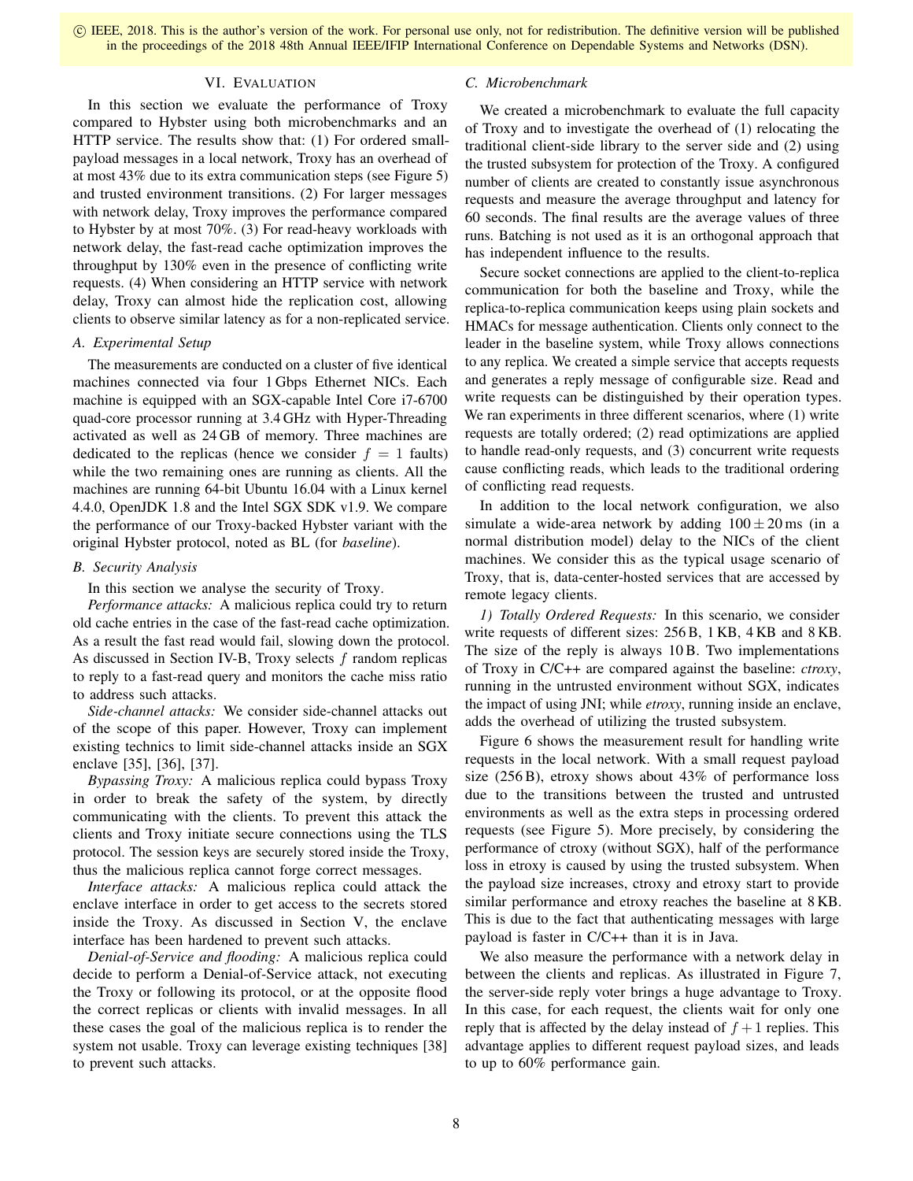© IEEE, 2018. This is the author's version of the work. For personal use only, not for redistribution. The definitive version will be published in the proceedings of the 2018 48th Annual IEEE/IFIP International Conference on Dependable Systems and Networks (DSN).

## VI. Evaluation

In this section we evaluate the performance of Troxy compared to Hybster using both microbenchmarks and an HTTP service. The results show that: (1) For ordered small-payload messages in a local network, Troxy has an overhead of at most 43% due to its extra communication steps (see Figure 5) and trusted environment transitions. (2) For larger messages with network delay, Troxy improves the performance compared to Hybster by at most 70%. (3) For read-heavy workloads with network delay, the fast-read cache optimization improves the throughput by 130% even in the presence of conflicting write requests. (4) When considering an HTTP service with network delay, Troxy can almost hide the replication cost, allowing clients to observe similar latency as for a non-replicated service.

### A. Experimental Setup

The measurements are conducted on a cluster of five identical machines connected via four 1 Gbps Ethernet NICs. Each machine is equipped with an SGX-capable Intel Core i7-6700 quad-core processor running at 3.4 GHz with Hyper-Threading activated as well as 24 GB of memory. Three machines are dedicated to the replicas (hence we consider $f = 1$ faults) while the two remaining ones are running as clients. All the machines are running 64-bit Ubuntu 16.04 with a Linux kernel 4.4.0, OpenJDK 1.8 and the Intel SGX SDK v1.9. We compare the performance of our Troxy-backed Hybster variant with the original Hybster protocol, noted as BL (for *baseline*).

### B. Security Analysis

In this section we analyse the security of Troxy.

*Performance attacks:* A malicious replica could try to return old cache entries in the case of the fast-read cache optimization. As a result the fast read would fail, slowing down the protocol. As discussed in Section IV-B, Troxy selects $f$ random replicas to reply to a fast-read query and monitors the cache miss ratio to address such attacks.

*Side-channel attacks:* We consider side-channel attacks out of the scope of this paper. However, Troxy can implement existing technics to limit side-channel attacks inside an SGX enclave [35], [36], [37].

*Bypassing Troxy:* A malicious replica could bypass Troxy in order to break the safety of the system, by directly communicating with the clients. To prevent this attack the clients and Troxy initiate secure connections using the TLS protocol. The session keys are securely stored inside the Troxy, thus the malicious replica cannot forge correct messages.

*Interface attacks:* A malicious replica could attack the enclave interface in order to get access to the secrets stored inside the Troxy. As discussed in Section V, the enclave interface has been hardened to prevent such attacks.

*Denial-of-Service and flooding:* A malicious replica could decide to perform a Denial-of-Service attack, not executing the Troxy or following its protocol, or at the opposite flood the correct replicas or clients with invalid messages. In all these cases the goal of the malicious replica is to render the system not usable. Troxy can leverage existing techniques [38] to prevent such attacks.

### C. Microbenchmark

We created a microbenchmark to evaluate the full capacity of Troxy and to investigate the overhead of (1) relocating the traditional client-side library to the server side and (2) using the trusted subsystem for protection of the Troxy. A configured number of clients are created to constantly issue asynchronous requests and measure the average throughput and latency for 60 seconds. The final results are the average values of three runs. Batching is not used as it is an orthogonal approach that has independent influence to the results.

Secure socket connections are applied to the client-to-replica communication for both the baseline and Troxy, while the replica-to-replica communication keeps using plain sockets and HMACs for message authentication. Clients only connect to the leader in the baseline system, while Troxy allows connections to any replica. We created a simple service that accepts requests and generates a reply message of configurable size. Read and write requests can be distinguished by their operation types. We ran experiments in three different scenarios, where (1) write requests are totally ordered; (2) read optimizations are applied to handle read-only requests, and (3) concurrent write requests cause conflicting reads, which leads to the traditional ordering of conflicting read requests.

In addition to the local network configuration, we also simulate a wide-area network by adding $100 \pm 20$ ms (in a normal distribution model) delay to the NICs of the client machines. We consider this as the typical usage scenario of Troxy, that is, data-center-hosted services that are accessed by remote legacy clients.

*1) Totally Ordered Requests:* In this scenario, we consider write requests of different sizes: 256 B, 1 KB, 4 KB and 8 KB. The size of the reply is always 10 B. Two implementations of Troxy in C/C++ are compared against the baseline: *ctroxy*, running in the untrusted environment without SGX, indicates the impact of using JNI; while *etroxy*, running inside an enclave, adds the overhead of utilizing the trusted subsystem.

Figure 6 shows the measurement result for handling write requests in the local network. With a small request payload size (256 B), etroxy shows about 43% of performance loss due to the transitions between the trusted and untrusted environments as well as the extra steps in processing ordered requests (see Figure 5). More precisely, by considering the performance of ctroxy (without SGX), half of the performance loss in etroxy is caused by using the trusted subsystem. When the payload size increases, ctroxy and etroxy start to provide similar performance and etroxy reaches the baseline at 8 KB. This is due to the fact that authenticating messages with large payload is faster in C/C++ than it is in Java.

We also measure the performance with a network delay in between the clients and replicas. As illustrated in Figure 7, the server-side reply voter brings a huge advantage to Troxy. In this case, for each request, the clients wait for only one reply that is affected by the delay instead of $f+1$ replies. This advantage applies to different request payload sizes, and leads to up to 60% performance gain.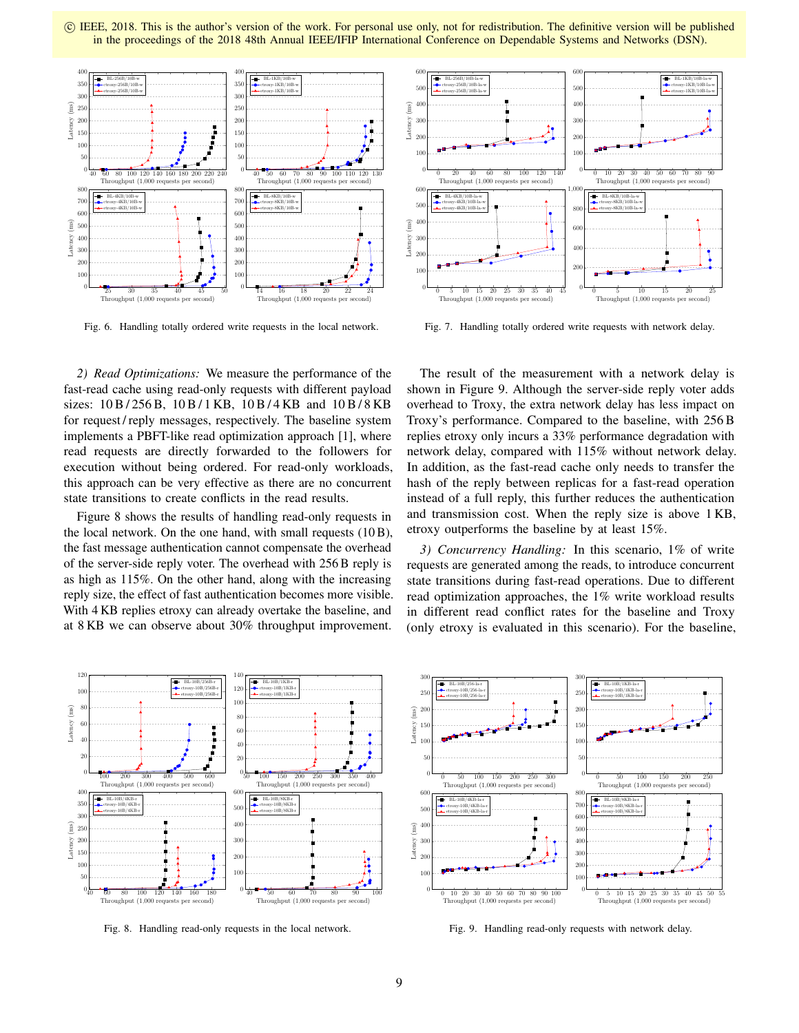© IEEE, 2018. This is the author's version of the work. For personal use only, not for redistribution. The definitive version will be published in the proceedings of the 2018 48th Annual IEEE/IFIP International Conference on Dependable Systems and Networks (DSN).

Fig. 6. Handling totally ordered write requests in the local network.

Fig. 7. Handling totally ordered write requests with network delay.

*2) Read Optimizations:* We measure the performance of the fast-read cache using read-only requests with different payload sizes: 10 B / 256 B, 10 B / 1 KB, 10 B / 4 KB and 10 B / 8 KB for request / reply messages, respectively. The baseline system implements a PBFT-like read optimization approach [1], where read requests are directly forwarded to the followers for execution without being ordered. For read-only workloads, this approach can be very effective as there are no concurrent state transitions to create conflicts in the read results.

Figure 8 shows the results of handling read-only requests in the local network. On the one hand, with small requests (10 B), the fast message authentication cannot compensate the overhead of the server-side reply voter. The overhead with 256 B reply is as high as 115%. On the other hand, along with the increasing reply size, the effect of fast authentication becomes more visible. With 4 KB replies etroxy can already overtake the baseline, and at 8 KB we can observe about 30% throughput improvement.

The result of the measurement with a network delay is shown in Figure 9. Although the server-side reply voter adds overhead to Troxy, the extra network delay has less impact on Troxy's performance. Compared to the baseline, with 256 B replies etroxy only incurs a 33% performance degradation with network delay, compared with 115% without network delay. In addition, as the fast-read cache only needs to transfer the hash of the reply between replicas for a fast-read operation instead of a full reply, this further reduces the authentication and transmission cost. When the reply size is above 1 KB, etroxy outperforms the baseline by at least 15%.

*3) Concurrency Handling:* In this scenario, 1% of write requests are generated among the reads, to introduce concurrent state transitions during fast-read operations. Due to different read optimization approaches, the 1% write workload results in different read conflict rates for the baseline and Troxy (only etroxy is evaluated in this scenario). For the baseline,

Fig. 8. Handling read-only requests in the local network.

Fig. 9. Handling read-only requests with network delay.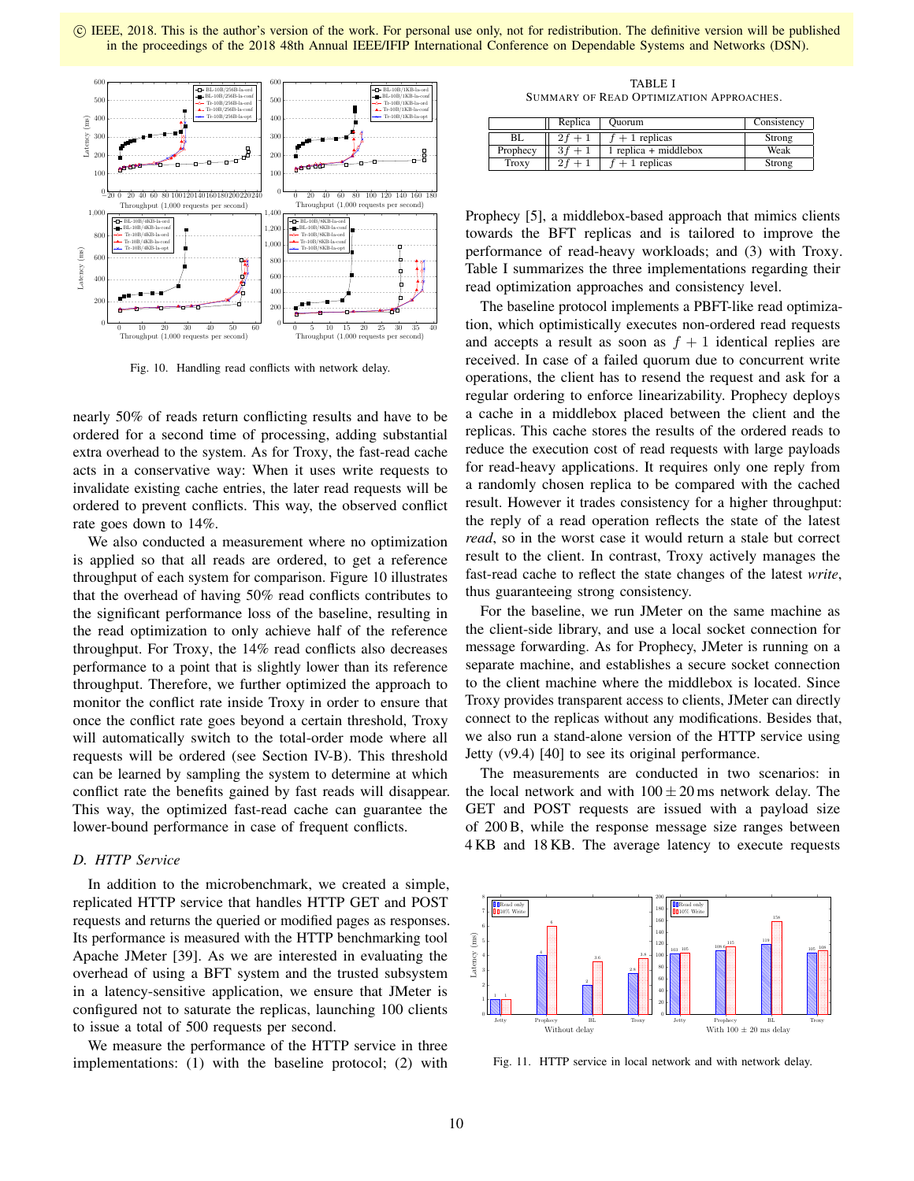© IEEE, 2018. This is the author's version of the work. For personal use only, not for redistribution. The definitive version will be published in the proceedings of the 2018 48th Annual IEEE/IFIP International Conference on Dependable Systems and Networks (DSN).

Fig. 10. Handling read conflicts with network delay.

nearly 50% of reads return conflicting results and have to be ordered for a second time of processing, adding substantial extra overhead to the system. As for Troxy, the fast-read cache acts in a conservative way: When it uses write requests to invalidate existing cache entries, the later read requests will be ordered to prevent conflicts. This way, the observed conflict rate goes down to 14%.

We also conducted a measurement where no optimization is applied so that all reads are ordered, to get a reference throughput of each system for comparison. Figure 10 illustrates that the overhead of having 50% read conflicts contributes to the significant performance loss of the baseline, resulting in the read optimization to only achieve half of the reference throughput. For Troxy, the 14% read conflicts also decreases performance to a point that is slightly lower than its reference throughput. Therefore, we further optimized the approach to monitor the conflict rate inside Troxy in order to ensure that once the conflict rate goes beyond a certain threshold, Troxy will automatically switch to the total-order mode where all requests will be ordered (see Section IV-B). This threshold can be learned by sampling the system to determine at which conflict rate the benefits gained by fast reads will disappear. This way, the optimized fast-read cache can guarantee the lower-bound performance in case of frequent conflicts.

### D. HTTP Service

In addition to the microbenchmark, we created a simple, replicated HTTP service that handles HTTP GET and POST requests and returns the queried or modified pages as responses. Its performance is measured with the HTTP benchmarking tool Apache JMeter [39]. As we are interested in evaluating the overhead of using a BFT system and the trusted subsystem in a latency-sensitive application, we ensure that JMeter is configured not to saturate the replicas, launching 100 clients to issue a total of 500 requests per second.

We measure the performance of the HTTP service in three implementations: (1) with the baseline protocol; (2) with Prophecy [5], a middlebox-based approach that mimics clients towards the BFT replicas and is tailored to improve the performance of read-heavy workloads; and (3) with Troxy. Table I summarizes the three implementations regarding their read optimization approaches and consistency level.

TABLE I
SUMMARY OF READ OPTIMIZATION APPROACHES.

| | Replica | Quorum | Consistency |
|---|---|---|---|
| BL | $2f+1$ | $f+1$ replicas | Strong |
| Prophecy | $3f+1$ | 1 replica + middlebox | Weak |
| Troxy | $2f+1$ | $f+1$ replicas | Strong |

The baseline protocol implements a PBFT-like read optimization, which optimistically executes non-ordered read requests and accepts a result as soon as $f+1$ identical replies are received. In case of a failed quorum due to concurrent write operations, the client has to resend the request and ask for a regular ordering to enforce linearizability. Prophecy deploys a cache in a middlebox placed between the client and the replicas. This cache stores the results of the ordered reads to reduce the execution cost of read requests with large payloads for read-heavy applications. It requires only one reply from a randomly chosen replica to be compared with the cached result. However it trades consistency for a higher throughput: the reply of a read operation reflects the state of the latest *read*, so in the worst case it would return a stale but correct result to the client. In contrast, Troxy actively manages the fast-read cache to reflect the state changes of the latest *write*, thus guaranteeing strong consistency.

For the baseline, we run JMeter on the same machine as the client-side library, and use a local socket connection for message forwarding. As for Prophecy, JMeter is running on a separate machine, and establishes a secure socket connection to the client machine where the middlebox is located. Since Troxy provides transparent access to clients, JMeter can directly connect to the replicas without any modifications. Besides that, we also run a stand-alone version of the HTTP service using Jetty (v9.4) [40] to see its original performance.

The measurements are conducted in two scenarios: in the local network and with $100 \pm 20$ ms network delay. The GET and POST requests are issued with a payload size of 200 B, while the response message size ranges between 4 KB and 18 KB. The average latency to execute requests

Fig. 11. HTTP service in local network and with network delay.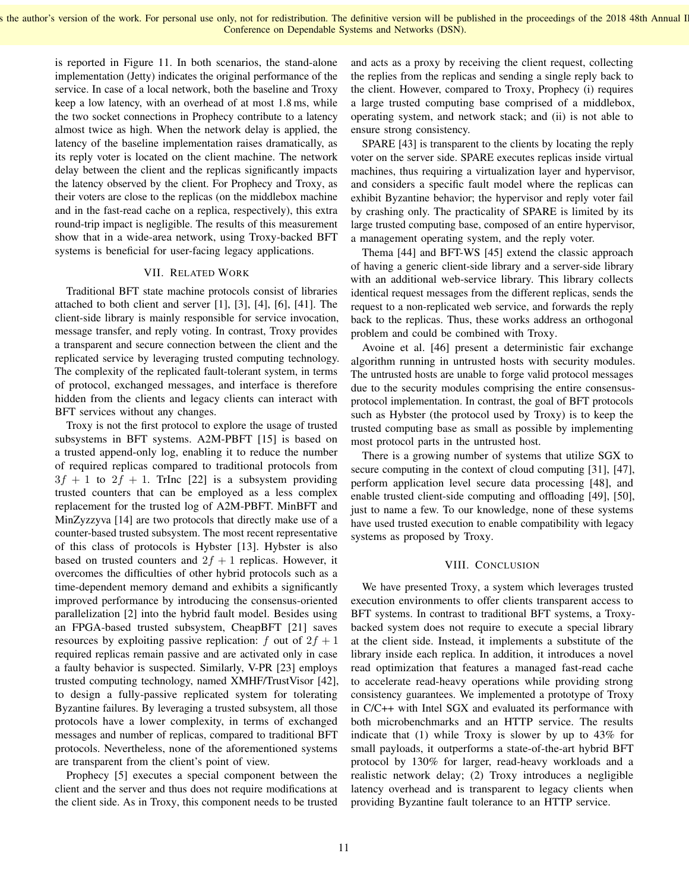is reported in Figure 11. In both scenarios, the stand-alone implementation (Jetty) indicates the original performance of the service. In case of a local network, both the baseline and Troxy keep a low latency, with an overhead of at most 1.8 ms, while the two socket connections in Prophecy contribute to a latency almost twice as high. When the network delay is applied, the latency of the baseline implementation raises dramatically, as its reply voter is located on the client machine. The network delay between the client and the replicas significantly impacts the latency observed by the client. For Prophecy and Troxy, as their voters are close to the replicas (on the middlebox machine and in the fast-read cache on a replica, respectively), this extra round-trip impact is negligible. The results of this measurement show that in a wide-area network, using Troxy-backed BFT systems is beneficial for user-facing legacy applications.

## VII. Related Work

Traditional BFT state machine protocols consist of libraries attached to both client and server [1], [3], [4], [6], [41]. The client-side library is mainly responsible for service invocation, message transfer, and reply voting. In contrast, Troxy provides a transparent and secure connection between the client and the replicated service by leveraging trusted computing technology. The complexity of the replicated fault-tolerant system, in terms of protocol, exchanged messages, and interface is therefore hidden from the clients and legacy clients can interact with BFT services without any changes.

Troxy is not the first protocol to explore the usage of trusted subsystems in BFT systems. A2M-PBFT [15] is based on a trusted append-only log, enabling it to reduce the number of required replicas compared to traditional protocols from $3f + 1$ to $2f + 1$. TrInc [22] is a subsystem providing trusted counters that can be employed as a less complex replacement for the trusted log of A2M-PBFT. MinBFT and MinZyzzyva [14] are two protocols that directly make use of a counter-based trusted subsystem. The most recent representative of this class of protocols is Hybster [13]. Hybster is also based on trusted counters and $2f + 1$ replicas. However, it overcomes the difficulties of other hybrid protocols such as a time-dependent memory demand and exhibits a significantly improved performance by introducing the consensus-oriented parallelization [2] into the hybrid fault model. Besides using an FPGA-based trusted subsystem, CheapBFT [21] saves resources by exploiting passive replication: $f$ out of $2f + 1$ required replicas remain passive and are activated only in case a faulty behavior is suspected. Similarly, V-PR [23] employs trusted computing technology, named XMHF/TrustVisor [42], to design a fully-passive replicated system for tolerating Byzantine failures. By leveraging a trusted subsystem, all those protocols have a lower complexity, in terms of exchanged messages and number of replicas, compared to traditional BFT protocols. Nevertheless, none of the aforementioned systems are transparent from the client's point of view.

Prophecy [5] executes a special component between the client and the server and thus does not require modifications at the client side. As in Troxy, this component needs to be trusted and acts as a proxy by receiving the client request, collecting the replies from the replicas and sending a single reply back to the client. However, compared to Troxy, Prophecy (i) requires a large trusted computing base comprised of a middlebox, operating system, and network stack; and (ii) is not able to ensure strong consistency.

SPARE [43] is transparent to the clients by locating the reply voter on the server side. SPARE executes replicas inside virtual machines, thus requiring a virtualization layer and hypervisor, and considers a specific fault model where the replicas can exhibit Byzantine behavior; the hypervisor and reply voter fail by crashing only. The practicality of SPARE is limited by its large trusted computing base, composed of an entire hypervisor, a management operating system, and the reply voter.

Thema [44] and BFT-WS [45] extend the classic approach of having a generic client-side library and a server-side library with an additional web-service library. This library collects identical request messages from the different replicas, sends the request to a non-replicated web service, and forwards the reply back to the replicas. Thus, these works address an orthogonal problem and could be combined with Troxy.

Avoine et al. [46] present a deterministic fair exchange algorithm running in untrusted hosts with security modules. The untrusted hosts are unable to forge valid protocol messages due to the security modules comprising the entire consensus-protocol implementation. In contrast, the goal of BFT protocols such as Hybster (the protocol used by Troxy) is to keep the trusted computing base as small as possible by implementing most protocol parts in the untrusted host.

There is a growing number of systems that utilize SGX to secure computing in the context of cloud computing [31], [47], perform application level secure data processing [48], and enable trusted client-side computing and offloading [49], [50], just to name a few. To our knowledge, none of these systems have used trusted execution to enable compatibility with legacy systems as proposed by Troxy.

## VIII. Conclusion

We have presented Troxy, a system which leverages trusted execution environments to offer clients transparent access to BFT systems. In contrast to traditional BFT systems, a Troxy-backed system does not require to execute a special library at the client side. Instead, it implements a substitute of the library inside each replica. In addition, it introduces a novel read optimization that features a managed fast-read cache to accelerate read-heavy operations while providing strong consistency guarantees. We implemented a prototype of Troxy in C/C++ with Intel SGX and evaluated its performance with both microbenchmarks and an HTTP service. The results indicate that (1) while Troxy is slower by up to 43% for small payloads, it outperforms a state-of-the-art hybrid BFT protocol by 130% for larger, read-heavy workloads and a realistic network delay; (2) Troxy introduces a negligible latency overhead and is transparent to legacy clients when providing Byzantine fault tolerance to an HTTP service.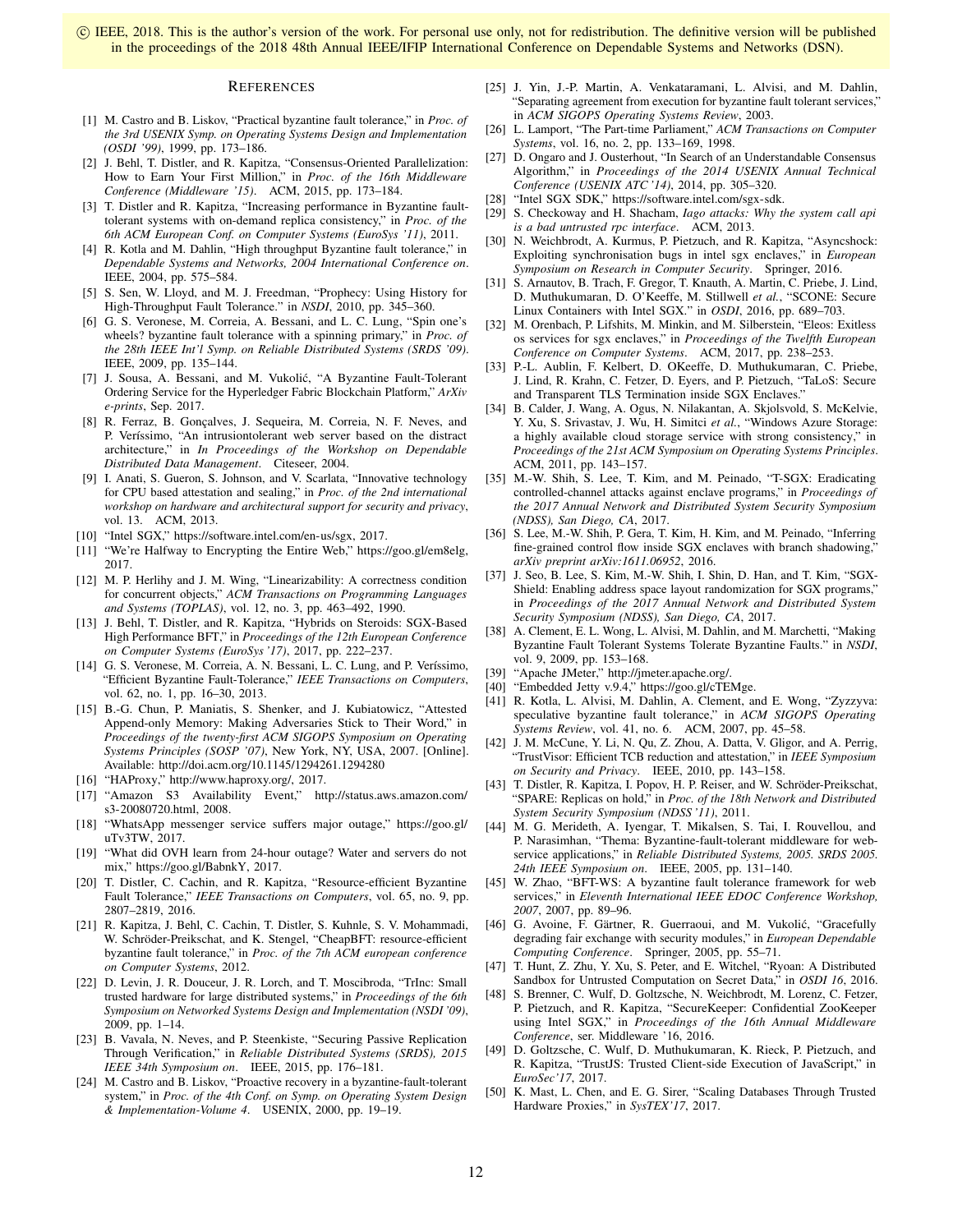© IEEE, 2018. This is the author's version of the work. For personal use only, not for redistribution. The definitive version will be published in the proceedings of the 2018 48th Annual IEEE/IFIP International Conference on Dependable Systems and Networks (DSN).

## References

[1] M. Castro and B. Liskov, "Practical byzantine fault tolerance," in *Proc. of the 3rd USENIX Symp. on Operating Systems Design and Implementation (OSDI '99)*, 1999, pp. 173–186.

[2] J. Behl, T. Distler, and R. Kapitza, "Consensus-Oriented Parallelization: How to Earn Your First Million," in *Proc. of the 16th Middleware Conference (Middleware '15)*. ACM, 2015, pp. 173–184.

[3] T. Distler and R. Kapitza, "Increasing performance in Byzantine fault-tolerant systems with on-demand replica consistency," in *Proc. of the 6th ACM European Conf. on Computer Systems (EuroSys '11)*, 2011.

[4] R. Kotla and M. Dahlin, "High throughput Byzantine fault tolerance," in *Dependable Systems and Networks, 2004 International Conference on*. IEEE, 2004, pp. 575–584.

[5] S. Sen, W. Lloyd, and M. J. Freedman, "Prophecy: Using History for High-Throughput Fault Tolerance." in *NSDI*, 2010, pp. 345–360.

[6] G. S. Veronese, M. Correia, A. Bessani, and L. C. Lung, "Spin one's wheels? byzantine fault tolerance with a spinning primary," in *Proc. of the 28th IEEE Int'l Symp. on Reliable Distributed Systems (SRDS '09)*. IEEE, 2009, pp. 135–144.

[7] J. Sousa, A. Bessani, and M. Vukolić, "A Byzantine Fault-Tolerant Ordering Service for the Hyperledger Fabric Blockchain Platform," *ArXiv e-prints*, Sep. 2017.

[8] R. Ferraz, B. Gonçalves, J. Sequeira, M. Correia, N. F. Neves, and P. Veríssimo, "An intrusiontolerant web server based on the distract architecture," in *In Proceedings of the Workshop on Dependable Distributed Data Management*. Citeseer, 2004.

[9] I. Anati, S. Gueron, S. Johnson, and V. Scarlata, "Innovative technology for CPU based attestation and sealing," in *Proc. of the 2nd international workshop on hardware and architectural support for security and privacy*, vol. 13. ACM, 2013.

[10] "Intel SGX," https://software.intel.com/en-us/sgx, 2017.

[11] "We're Halfway to Encrypting the Entire Web," https://goo.gl/em8elg, 2017.

[12] M. P. Herlihy and J. M. Wing, "Linearizability: A correctness condition for concurrent objects," *ACM Transactions on Programming Languages and Systems (TOPLAS)*, vol. 12, no. 3, pp. 463–492, 1990.

[13] J. Behl, T. Distler, and R. Kapitza, "Hybrids on Steroids: SGX-Based High Performance BFT," in *Proceedings of the 12th European Conference on Computer Systems (EuroSys '17)*, 2017, pp. 222–237.

[14] G. S. Veronese, M. Correia, A. N. Bessani, L. C. Lung, and P. Veríssimo, "Efficient Byzantine Fault-Tolerance," *IEEE Transactions on Computers*, vol. 62, no. 1, pp. 16–30, 2013.

[15] B.-G. Chun, P. Maniatis, S. Shenker, and J. Kubiatowicz, "Attested Append-only Memory: Making Adversaries Stick to Their Word," in *Proceedings of the twenty-first ACM SIGOPS Symposium on Operating Systems Principles (SOSP '07)*, New York, NY, USA, 2007. [Online]. Available: http://doi.acm.org/10.1145/1294261.1294280

[16] "HAProxy," http://www.haproxy.org/, 2017.

[17] "Amazon S3 Availability Event," http://status.aws.amazon.com/s3-20080720.html, 2008.

[18] "WhatsApp messenger service suffers major outage," https://goo.gl/uTv3TW, 2017.

[19] "What did OVH learn from 24-hour outage? Water and servers do not mix," https://goo.gl/BabnkY, 2017.

[20] T. Distler, C. Cachin, and R. Kapitza, "Resource-efficient Byzantine Fault Tolerance," *IEEE Transactions on Computers*, vol. 65, no. 9, pp. 2807–2819, 2016.

[21] R. Kapitza, J. Behl, C. Cachin, T. Distler, S. Kuhnle, S. V. Mohammadi, W. Schröder-Preikschat, and K. Stengel, "CheapBFT: resource-efficient byzantine fault tolerance," in *Proc. of the 7th ACM european conference on Computer Systems*, 2012.

[22] D. Levin, J. R. Douceur, J. R. Lorch, and T. Moscibroda, "TrInc: Small trusted hardware for large distributed systems," in *Proceedings of the 6th Symposium on Networked Systems Design and Implementation (NSDI '09)*, 2009, pp. 1–14.

[23] B. Vavala, N. Neves, and P. Steenkiste, "Securing Passive Replication Through Verification," in *Reliable Distributed Systems (SRDS), 2015 IEEE 34th Symposium on*. IEEE, 2015, pp. 176–181.

[24] M. Castro and B. Liskov, "Proactive recovery in a byzantine-fault-tolerant system," in *Proc. of the 4th Conf. on Symp. on Operating System Design & Implementation-Volume 4*. USENIX, 2000, pp. 19–19.

[25] J. Yin, J.-P. Martin, A. Venkataramani, L. Alvisi, and M. Dahlin, "Separating agreement from execution for byzantine fault tolerant services," in *ACM SIGOPS Operating Systems Review*, 2003.

[26] L. Lamport, "The Part-time Parliament," *ACM Transactions on Computer Systems*, vol. 16, no. 2, pp. 133–169, 1998.

[27] D. Ongaro and J. Ousterhout, "In Search of an Understandable Consensus Algorithm," in *Proceedings of the 2014 USENIX Annual Technical Conference (USENIX ATC '14)*, 2014, pp. 305–320.

[28] "Intel SGX SDK," https://software.intel.com/sgx-sdk.

[29] S. Checkoway and H. Shacham, *Iago attacks: Why the system call api is a bad untrusted rpc interface*. ACM, 2013.

[30] N. Weichbrodt, A. Kurmus, P. Pietzuch, and R. Kapitza, "Asyncshock: Exploiting synchronisation bugs in intel sgx enclaves," in *European Symposium on Research in Computer Security*. Springer, 2016.

[31] S. Arnautov, B. Trach, F. Gregor, T. Knauth, A. Martin, C. Priebe, J. Lind, D. Muthukumaran, D. O'Keeffe, M. Stillwell *et al.*, "SCONE: Secure Linux Containers with Intel SGX." in *OSDI*, 2016, pp. 689–703.

[32] M. Orenbach, P. Lifshits, M. Minkin, and M. Silberstein, "Eleos: Exitless os services for sgx enclaves," in *Proceedings of the Twelfth European Conference on Computer Systems*. ACM, 2017, pp. 238–253.

[33] P.-L. Aublin, F. Kelbert, D. OKeeffe, D. Muthukumaran, C. Priebe, J. Lind, R. Krahn, C. Fetzer, D. Eyers, and P. Pietzuch, "TaLoS: Secure and Transparent TLS Termination inside SGX Enclaves."

[34] B. Calder, J. Wang, A. Ogus, N. Nilakantan, A. Skjolsvold, S. McKelvie, Y. Xu, S. Srivastav, J. Wu, H. Simitci *et al.*, "Windows Azure Storage: a highly available cloud storage service with strong consistency," in *Proceedings of the 21st ACM Symposium on Operating Systems Principles*. ACM, 2011, pp. 143–157.

[35] M.-W. Shih, S. Lee, T. Kim, and M. Peinado, "T-SGX: Eradicating controlled-channel attacks against enclave programs," in *Proceedings of the 2017 Annual Network and Distributed System Security Symposium (NDSS), San Diego, CA*, 2017.

[36] S. Lee, M.-W. Shih, P. Gera, T. Kim, H. Kim, and M. Peinado, "Inferring fine-grained control flow inside SGX enclaves with branch shadowing," *arXiv preprint arXiv:1611.06952*, 2016.

[37] J. Seo, B. Lee, S. Kim, M.-W. Shih, I. Shin, D. Han, and T. Kim, "SGX-Shield: Enabling address space layout randomization for SGX programs," in *Proceedings of the 2017 Annual Network and Distributed System Security Symposium (NDSS), San Diego, CA*, 2017.

[38] A. Clement, E. L. Wong, L. Alvisi, M. Dahlin, and M. Marchetti, "Making Byzantine Fault Tolerant Systems Tolerate Byzantine Faults." in *NSDI*, vol. 9, 2009, pp. 153–168.

[39] "Apache JMeter," http://jmeter.apache.org/.

[40] "Embedded Jetty v.9.4," https://goo.gl/cTEMge.

[41] R. Kotla, L. Alvisi, M. Dahlin, A. Clement, and E. Wong, "Zyzzyva: speculative byzantine fault tolerance," in *ACM SIGOPS Operating Systems Review*, vol. 41, no. 6. ACM, 2007, pp. 45–58.

[42] J. M. McCune, Y. Li, N. Qu, Z. Zhou, A. Datta, V. Gligor, and A. Perrig, "TrustVisor: Efficient TCB reduction and attestation," in *IEEE Symposium on Security and Privacy*. IEEE, 2010, pp. 143–158.

[43] T. Distler, R. Kapitza, I. Popov, H. P. Reiser, and W. Schröder-Preikschat, "SPARE: Replicas on hold," in *Proc. of the 18th Network and Distributed System Security Symposium (NDSS'11)*, 2011.

[44] M. G. Merideth, A. Iyengar, T. Mikalsen, S. Tai, I. Rouvellou, and P. Narasimhan, "Thema: Byzantine-fault-tolerant middleware for web-service applications," in *Reliable Distributed Systems, 2005. SRDS 2005. 24th IEEE Symposium on*. IEEE, 2005, pp. 131–140.

[45] W. Zhao, "BFT-WS: A byzantine fault tolerance framework for web services," in *Eleventh International IEEE EDOC Conference Workshop, 2007*, 2007, pp. 89–96.

[46] G. Avoine, F. Gärtner, R. Guerraoui, and M. Vukolić, "Gracefully degrading fair exchange with security modules," in *European Dependable Computing Conference*. Springer, 2005, pp. 55–71.

[47] T. Hunt, Z. Zhu, Y. Xu, S. Peter, and E. Witchel, "Ryoan: A Distributed Sandbox for Untrusted Computation on Secret Data," in *OSDI 16*, 2016.

[48] S. Brenner, C. Wulf, D. Goltzsche, N. Weichbrodt, M. Lorenz, C. Fetzer, P. Pietzuch, and R. Kapitza, "SecureKeeper: Confidential ZooKeeper using Intel SGX," in *Proceedings of the 16th Annual Middleware Conference*, ser. Middleware '16, 2016.

[49] D. Goltzsche, C. Wulf, D. Muthukumaran, K. Rieck, P. Pietzuch, and R. Kapitza, "TrustJS: Trusted Client-side Execution of JavaScript," in *EuroSec'17*, 2017.

[50] K. Mast, L. Chen, and E. G. Sirer, "Scaling Databases Through Trusted Hardware Proxies," in *SysTEX'17*, 2017.